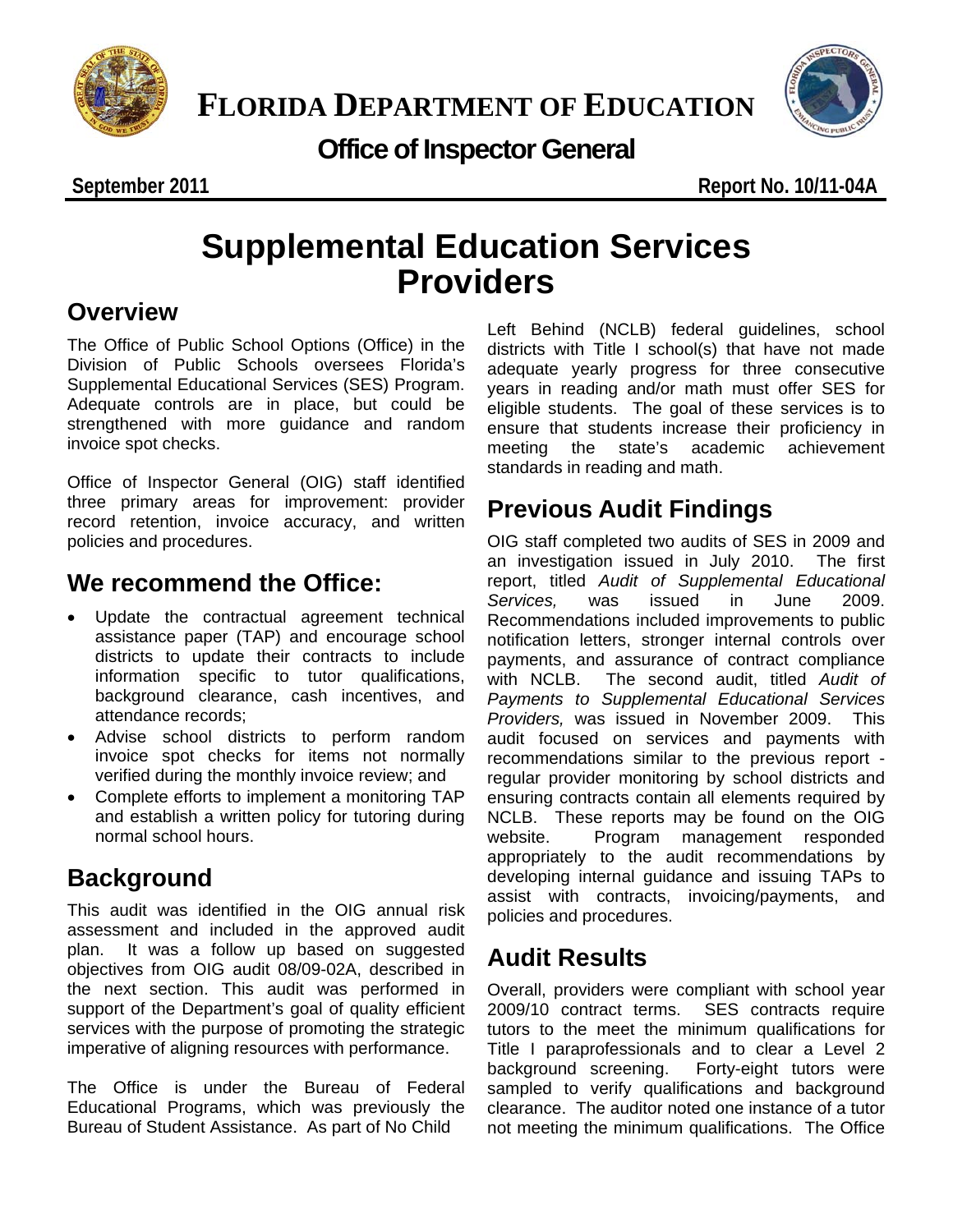# FLORIDA DEPARTMENT OF EDUCATION

## Office of Inspector General

**September 2011** **Report No. 10/11-04A**

# Supplemental Education Services Providers

## Overview

The Office of Public School Options (Office) in the Division of Public Schools oversees Florida's Supplemental Educational Services (SES) Program. Adequate controls are in place, but could be strengthened with more guidance and random invoice spot checks.

Office of Inspector General (OIG) staff identified three primary areas for improvement: provider record retention, invoice accuracy, and written policies and procedures.

## We recommend the Office:

- Update the contractual agreement technical assistance paper (TAP) and encourage school districts to update their contracts to include information specific to tutor qualifications, background clearance, cash incentives, and attendance records;
- Advise school districts to perform random invoice spot checks for items not normally verified during the monthly invoice review; and
- Complete efforts to implement a monitoring TAP and establish a written policy for tutoring during normal school hours.

## Background

This audit was identified in the OIG annual risk assessment and included in the approved audit plan. It was a follow up based on suggested objectives from OIG audit 08/09-02A, described in the next section. This audit was performed in support of the Department's goal of quality efficient services with the purpose of promoting the strategic imperative of aligning resources with performance.

The Office is under the Bureau of Federal Educational Programs, which was previously the Bureau of Student Assistance. As part of No Child Left Behind (NCLB) federal guidelines, school districts with Title I school(s) that have not made adequate yearly progress for three consecutive years in reading and/or math must offer SES for eligible students. The goal of these services is to ensure that students increase their proficiency in meeting the state's academic achievement standards in reading and math.

## Previous Audit Findings

OIG staff completed two audits of SES in 2009 and an investigation issued in July 2010. The first report, titled *Audit of Supplemental Educational Services,* was issued in June 2009. Recommendations included improvements to public notification letters, stronger internal controls over payments, and assurance of contract compliance with NCLB. The second audit, titled *Audit of Payments to Supplemental Educational Services Providers,* was issued in November 2009. This audit focused on services and payments with recommendations similar to the previous report - regular provider monitoring by school districts and ensuring contracts contain all elements required by NCLB. These reports may be found on the OIG website. Program management responded appropriately to the audit recommendations by developing internal guidance and issuing TAPs to assist with contracts, invoicing/payments, and policies and procedures.

## Audit Results

Overall, providers were compliant with school year 2009/10 contract terms. SES contracts require tutors to the meet the minimum qualifications for Title I paraprofessionals and to clear a Level 2 background screening. Forty-eight tutors were sampled to verify qualifications and background clearance. The auditor noted one instance of a tutor not meeting the minimum qualifications. The Office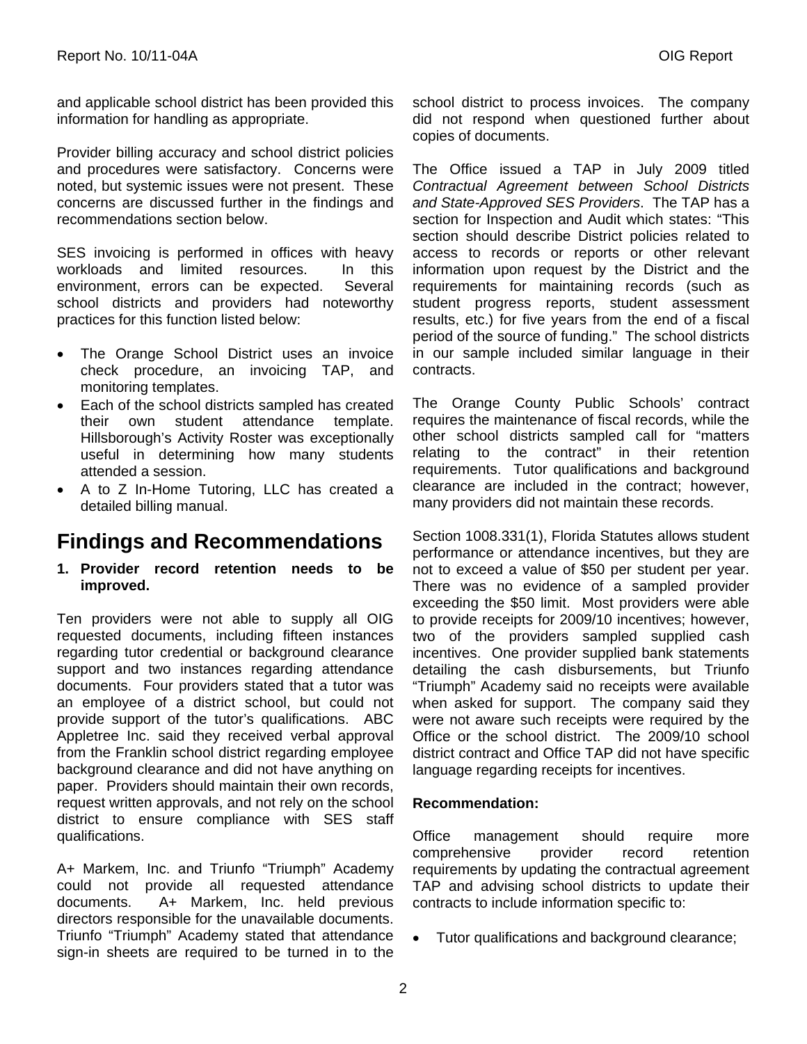and applicable school district has been provided this information for handling as appropriate.

Provider billing accuracy and school district policies and procedures were satisfactory. Concerns were noted, but systemic issues were not present. These concerns are discussed further in the findings and recommendations section below.

SES invoicing is performed in offices with heavy workloads and limited resources. In this environment, errors can be expected. Several school districts and providers had noteworthy practices for this function listed below:

- The Orange School District uses an invoice check procedure, an invoicing TAP, and monitoring templates.
- Each of the school districts sampled has created their own student attendance template. Hillsborough's Activity Roster was exceptionally useful in determining how many students attended a session.
- A to Z In-Home Tutoring, LLC has created a detailed billing manual.

# Findings and Recommendations

**1. Provider record retention needs to be improved.**

Ten providers were not able to supply all OIG requested documents, including fifteen instances regarding tutor credential or background clearance support and two instances regarding attendance documents. Four providers stated that a tutor was an employee of a district school, but could not provide support of the tutor's qualifications. ABC Appletree Inc. said they received verbal approval from the Franklin school district regarding employee background clearance and did not have anything on paper. Providers should maintain their own records, request written approvals, and not rely on the school district to ensure compliance with SES staff qualifications.

A+ Markem, Inc. and Triunfo "Triumph" Academy could not provide all requested attendance documents. A+ Markem, Inc. held previous directors responsible for the unavailable documents. Triunfo "Triumph" Academy stated that attendance sign-in sheets are required to be turned in to the school district to process invoices. The company did not respond when questioned further about copies of documents.

The Office issued a TAP in July 2009 titled *Contractual Agreement between School Districts and State-Approved SES Providers*. The TAP has a section for Inspection and Audit which states: "This section should describe District policies related to access to records or reports or other relevant information upon request by the District and the requirements for maintaining records (such as student progress reports, student assessment results, etc.) for five years from the end of a fiscal period of the source of funding." The school districts in our sample included similar language in their contracts.

The Orange County Public Schools' contract requires the maintenance of fiscal records, while the other school districts sampled call for "matters relating to the contract" in their retention requirements. Tutor qualifications and background clearance are included in the contract; however, many providers did not maintain these records.

Section 1008.331(1), Florida Statutes allows student performance or attendance incentives, but they are not to exceed a value of $50 per student per year. There was no evidence of a sampled provider exceeding the $50 limit. Most providers were able to provide receipts for 2009/10 incentives; however, two of the providers sampled supplied cash incentives. One provider supplied bank statements detailing the cash disbursements, but Triunfo "Triumph" Academy said no receipts were available when asked for support. The company said they were not aware such receipts were required by the Office or the school district. The 2009/10 school district contract and Office TAP did not have specific language regarding receipts for incentives.

**Recommendation:**

Office management should require more comprehensive provider record retention requirements by updating the contractual agreement TAP and advising school districts to update their contracts to include information specific to:

- Tutor qualifications and background clearance;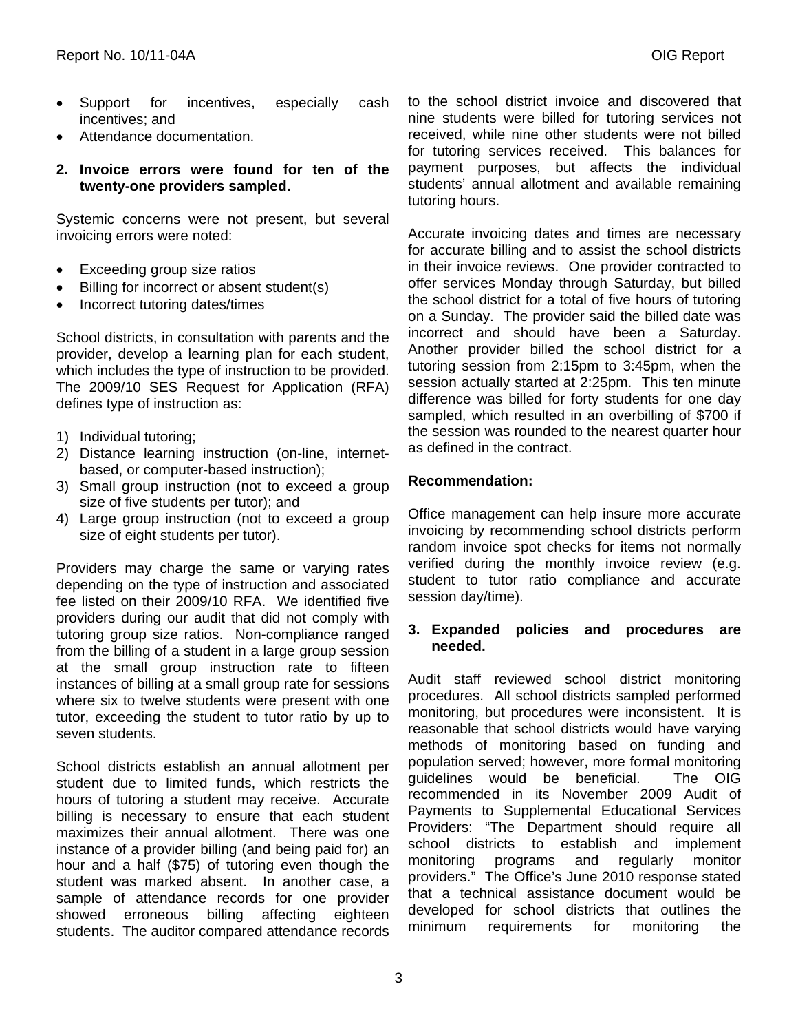- Support for incentives, especially cash incentives; and
- Attendance documentation.

**2. Invoice errors were found for ten of the twenty-one providers sampled.**

Systemic concerns were not present, but several invoicing errors were noted:

- Exceeding group size ratios
- Billing for incorrect or absent student(s)
- Incorrect tutoring dates/times

School districts, in consultation with parents and the provider, develop a learning plan for each student, which includes the type of instruction to be provided. The 2009/10 SES Request for Application (RFA) defines type of instruction as:

1) Individual tutoring;
2) Distance learning instruction (on-line, internet-based, or computer-based instruction);
3) Small group instruction (not to exceed a group size of five students per tutor); and
4) Large group instruction (not to exceed a group size of eight students per tutor).

Providers may charge the same or varying rates depending on the type of instruction and associated fee listed on their 2009/10 RFA. We identified five providers during our audit that did not comply with tutoring group size ratios. Non-compliance ranged from the billing of a student in a large group session at the small group instruction rate to fifteen instances of billing at a small group rate for sessions where six to twelve students were present with one tutor, exceeding the student to tutor ratio by up to seven students.

School districts establish an annual allotment per student due to limited funds, which restricts the hours of tutoring a student may receive. Accurate billing is necessary to ensure that each student maximizes their annual allotment. There was one instance of a provider billing (and being paid for) an hour and a half ($75) of tutoring even though the student was marked absent. In another case, a sample of attendance records for one provider showed erroneous billing affecting eighteen students. The auditor compared attendance records to the school district invoice and discovered that nine students were billed for tutoring services not received, while nine other students were not billed for tutoring services received. This balances for payment purposes, but affects the individual students' annual allotment and available remaining tutoring hours.

Accurate invoicing dates and times are necessary for accurate billing and to assist the school districts in their invoice reviews. One provider contracted to offer services Monday through Saturday, but billed the school district for a total of five hours of tutoring on a Sunday. The provider said the billed date was incorrect and should have been a Saturday. Another provider billed the school district for a tutoring session from 2:15pm to 3:45pm, when the session actually started at 2:25pm. This ten minute difference was billed for forty students for one day sampled, which resulted in an overbilling of $700 if the session was rounded to the nearest quarter hour as defined in the contract.

**Recommendation:**

Office management can help insure more accurate invoicing by recommending school districts perform random invoice spot checks for items not normally verified during the monthly invoice review (e.g. student to tutor ratio compliance and accurate session day/time).

**3. Expanded policies and procedures are needed.**

Audit staff reviewed school district monitoring procedures. All school districts sampled performed monitoring, but procedures were inconsistent. It is reasonable that school districts would have varying methods of monitoring based on funding and population served; however, more formal monitoring guidelines would be beneficial. The OIG recommended in its November 2009 Audit of Payments to Supplemental Educational Services Providers: "The Department should require all school districts to establish and implement monitoring programs and regularly monitor providers." The Office's June 2010 response stated that a technical assistance document would be developed for school districts that outlines the minimum requirements for monitoring the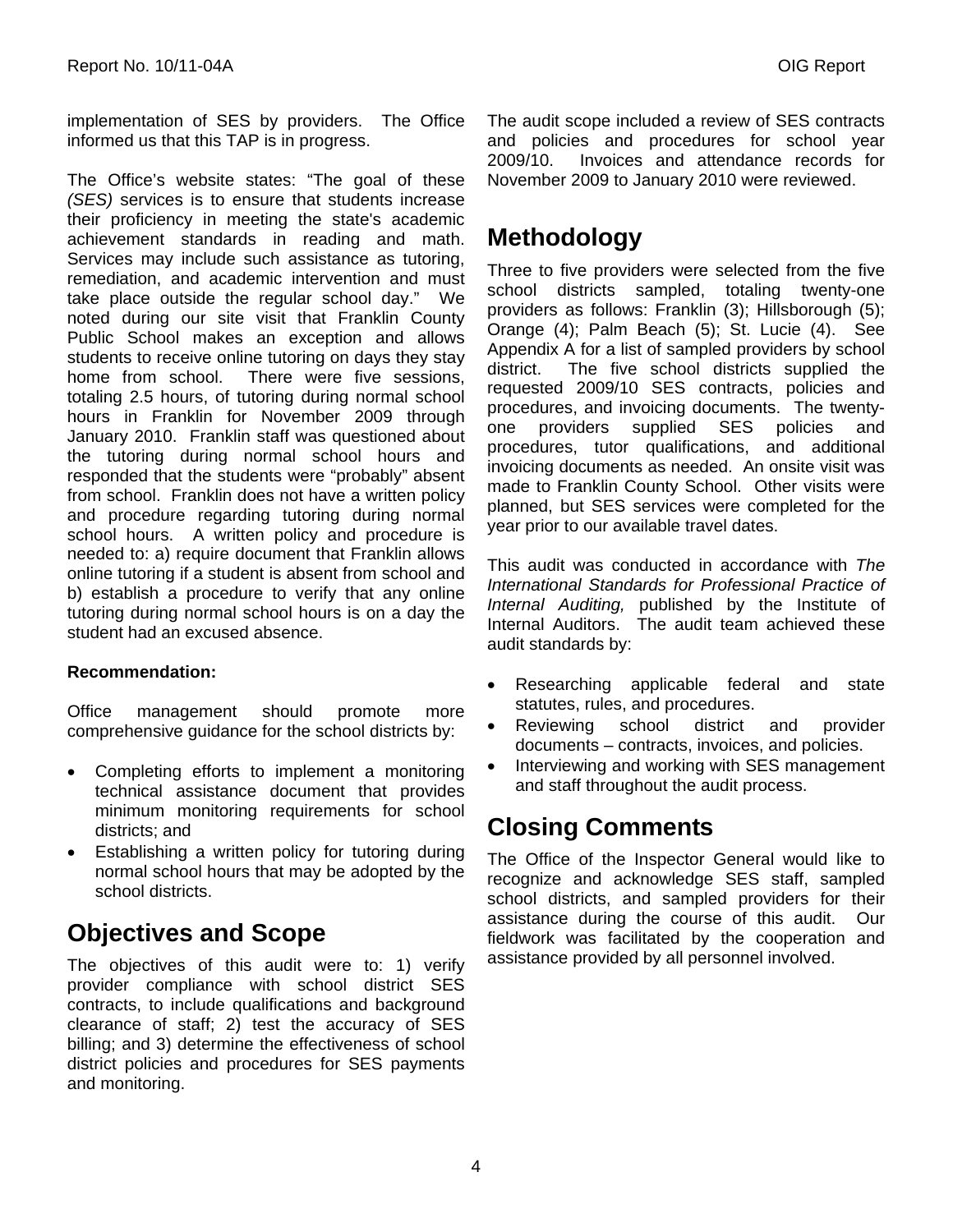implementation of SES by providers. The Office informed us that this TAP is in progress.

The Office's website states: "The goal of these *(SES)* services is to ensure that students increase their proficiency in meeting the state's academic achievement standards in reading and math. Services may include such assistance as tutoring, remediation, and academic intervention and must take place outside the regular school day." We noted during our site visit that Franklin County Public School makes an exception and allows students to receive online tutoring on days they stay home from school. There were five sessions, totaling 2.5 hours, of tutoring during normal school hours in Franklin for November 2009 through January 2010. Franklin staff was questioned about the tutoring during normal school hours and responded that the students were "probably" absent from school. Franklin does not have a written policy and procedure regarding tutoring during normal school hours. A written policy and procedure is needed to: a) require document that Franklin allows online tutoring if a student is absent from school and b) establish a procedure to verify that any online tutoring during normal school hours is on a day the student had an excused absence.

**Recommendation:**

Office management should promote more comprehensive guidance for the school districts by:

- Completing efforts to implement a monitoring technical assistance document that provides minimum monitoring requirements for school districts; and
- Establishing a written policy for tutoring during normal school hours that may be adopted by the school districts.

# Objectives and Scope

The objectives of this audit were to: 1) verify provider compliance with school district SES contracts, to include qualifications and background clearance of staff; 2) test the accuracy of SES billing; and 3) determine the effectiveness of school district policies and procedures for SES payments and monitoring.

The audit scope included a review of SES contracts and policies and procedures for school year 2009/10. Invoices and attendance records for November 2009 to January 2010 were reviewed.

# Methodology

Three to five providers were selected from the five school districts sampled, totaling twenty-one providers as follows: Franklin (3); Hillsborough (5); Orange (4); Palm Beach (5); St. Lucie (4). See Appendix A for a list of sampled providers by school district. The five school districts supplied the requested 2009/10 SES contracts, policies and procedures, and invoicing documents. The twenty-one providers supplied SES policies and procedures, tutor qualifications, and additional invoicing documents as needed. An onsite visit was made to Franklin County School. Other visits were planned, but SES services were completed for the year prior to our available travel dates.

This audit was conducted in accordance with *The International Standards for Professional Practice of Internal Auditing,* published by the Institute of Internal Auditors. The audit team achieved these audit standards by:

- Researching applicable federal and state statutes, rules, and procedures.
- Reviewing school district and provider documents – contracts, invoices, and policies.
- Interviewing and working with SES management and staff throughout the audit process.

# Closing Comments

The Office of the Inspector General would like to recognize and acknowledge SES staff, sampled school districts, and sampled providers for their assistance during the course of this audit. Our fieldwork was facilitated by the cooperation and assistance provided by all personnel involved.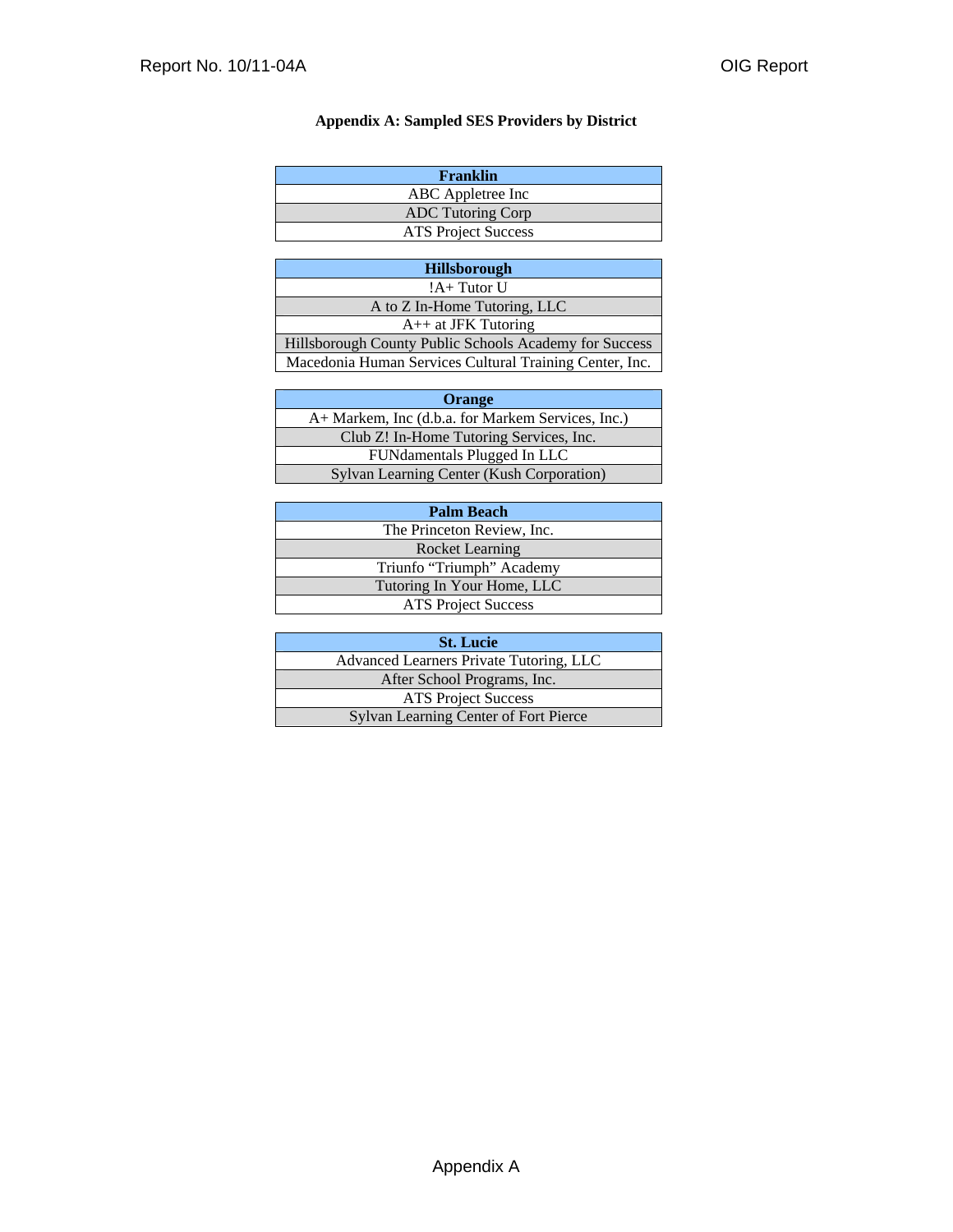## Appendix A: Sampled SES Providers by District

| Franklin |
| --- |
| ABC Appletree Inc |
| ADC Tutoring Corp |
| ATS Project Success |

| Hillsborough |
| --- |
| !A+ Tutor U |
| A to Z In-Home Tutoring, LLC |
| A++ at JFK Tutoring |
| Hillsborough County Public Schools Academy for Success |
| Macedonia Human Services Cultural Training Center, Inc. |

| Orange |
| --- |
| A+ Markem, Inc (d.b.a. for Markem Services, Inc.) |
| Club Z! In-Home Tutoring Services, Inc. |
| FUNdamentals Plugged In LLC |
| Sylvan Learning Center (Kush Corporation) |

| Palm Beach |
| --- |
| The Princeton Review, Inc. |
| Rocket Learning |
| Triunfo “Triumph” Academy |
| Tutoring In Your Home, LLC |
| ATS Project Success |

| St. Lucie |
| --- |
| Advanced Learners Private Tutoring, LLC |
| After School Programs, Inc. |
| ATS Project Success |
| Sylvan Learning Center of Fort Pierce |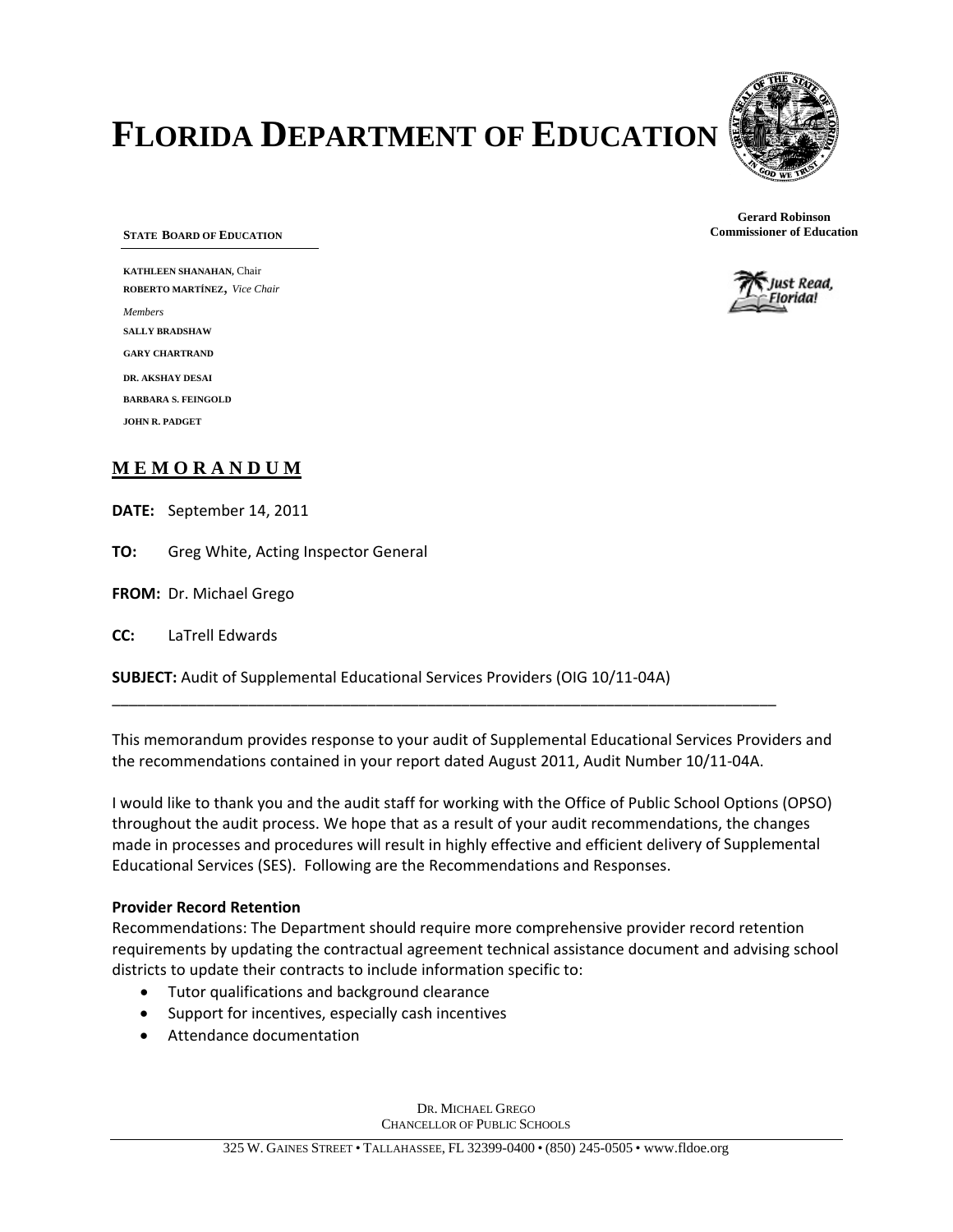# FLORIDA DEPARTMENT OF EDUCATION

**Gerard Robinson**
**Commissioner of Education**

**STATE BOARD OF EDUCATION**

**KATHLEEN SHANAHAN,** Chair
**ROBERTO MARTÍNEZ,** *Vice Chair*

*Members*

**SALLY BRADSHAW**

**GARY CHARTRAND**

**DR. AKSHAY DESAI**

**BARBARA S. FEINGOLD**

**JOHN R. PADGET**

## MEMORANDUM

**DATE:** September 14, 2011

**TO:** Greg White, Acting Inspector General

**FROM:** Dr. Michael Grego

**CC:** LaTrell Edwards

**SUBJECT:** Audit of Supplemental Educational Services Providers (OIG 10/11-04A)

---

This memorandum provides response to your audit of Supplemental Educational Services Providers and the recommendations contained in your report dated August 2011, Audit Number 10/11-04A.

I would like to thank you and the audit staff for working with the Office of Public School Options (OPSO) throughout the audit process. We hope that as a result of your audit recommendations, the changes made in processes and procedures will result in highly effective and efficient delivery of Supplemental Educational Services (SES). Following are the Recommendations and Responses.

**Provider Record Retention**

Recommendations: The Department should require more comprehensive provider record retention requirements by updating the contractual agreement technical assistance document and advising school districts to update their contracts to include information specific to:

- Tutor qualifications and background clearance
- Support for incentives, especially cash incentives
- Attendance documentation

DR. MICHAEL GREGO
CHANCELLOR OF PUBLIC SCHOOLS

325 W. GAINES STREET • TALLAHASSEE, FL 32399-0400 • (850) 245-0505 • www.fldoe.org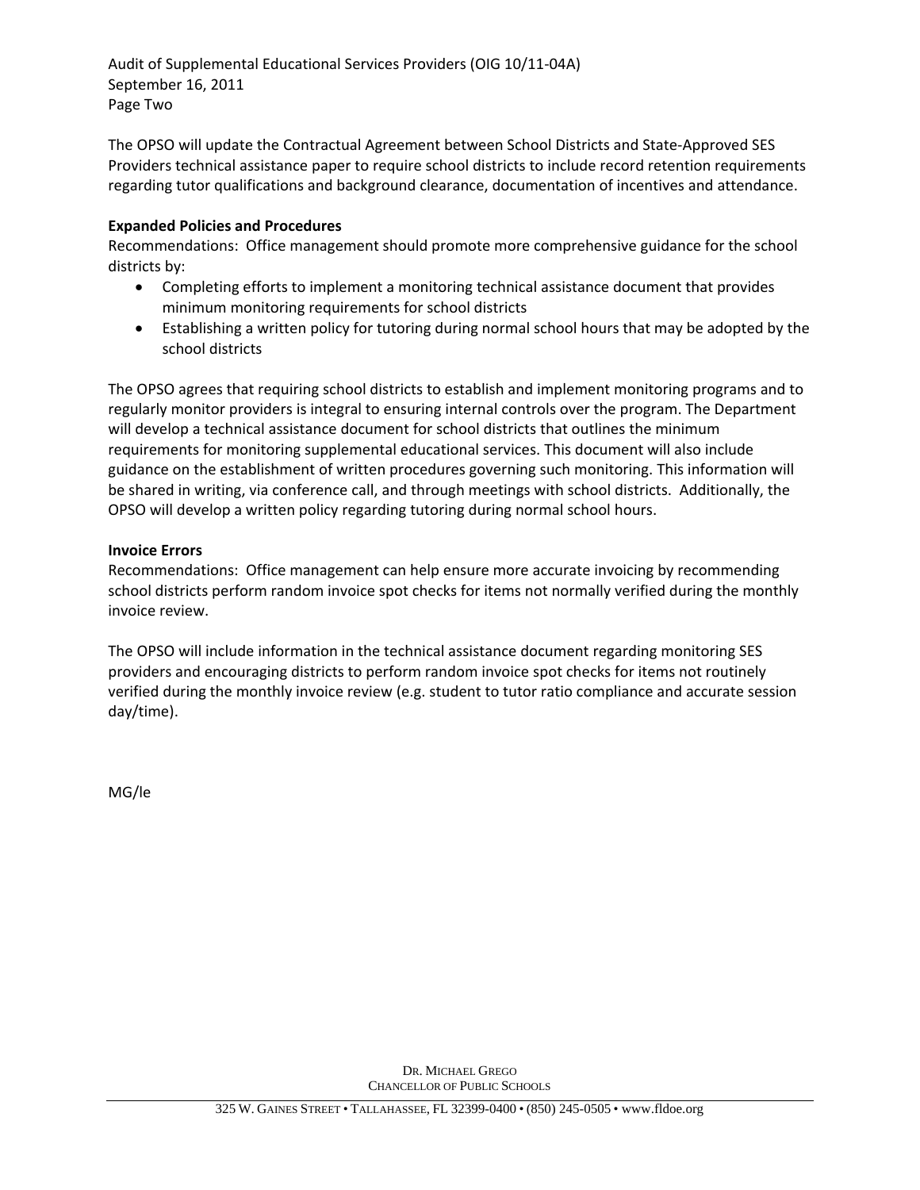The OPSO will update the Contractual Agreement between School Districts and State-Approved SES Providers technical assistance paper to require school districts to include record retention requirements regarding tutor qualifications and background clearance, documentation of incentives and attendance.

**Expanded Policies and Procedures**

Recommendations: Office management should promote more comprehensive guidance for the school districts by:

- Completing efforts to implement a monitoring technical assistance document that provides minimum monitoring requirements for school districts
- Establishing a written policy for tutoring during normal school hours that may be adopted by the school districts

The OPSO agrees that requiring school districts to establish and implement monitoring programs and to regularly monitor providers is integral to ensuring internal controls over the program. The Department will develop a technical assistance document for school districts that outlines the minimum requirements for monitoring supplemental educational services. This document will also include guidance on the establishment of written procedures governing such monitoring. This information will be shared in writing, via conference call, and through meetings with school districts. Additionally, the OPSO will develop a written policy regarding tutoring during normal school hours.

**Invoice Errors**

Recommendations: Office management can help ensure more accurate invoicing by recommending school districts perform random invoice spot checks for items not normally verified during the monthly invoice review.

The OPSO will include information in the technical assistance document regarding monitoring SES providers and encouraging districts to perform random invoice spot checks for items not routinely verified during the monthly invoice review (e.g. student to tutor ratio compliance and accurate session day/time).

MG/le